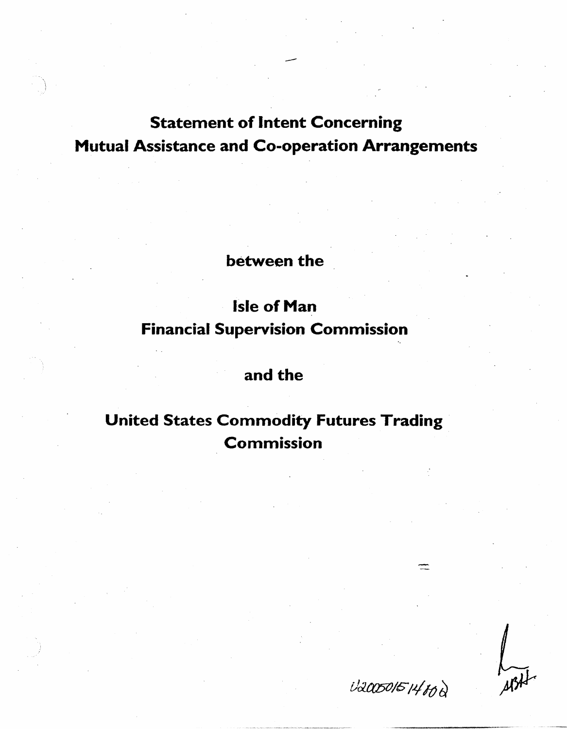# Statement of Intent Concerning Mutual Assistance and Co-operation Arrangements

between the

**Isle of Man Financial Supervision Commission**

and the

**United States Commodity Futures Trading Commission**

U20050514/00 2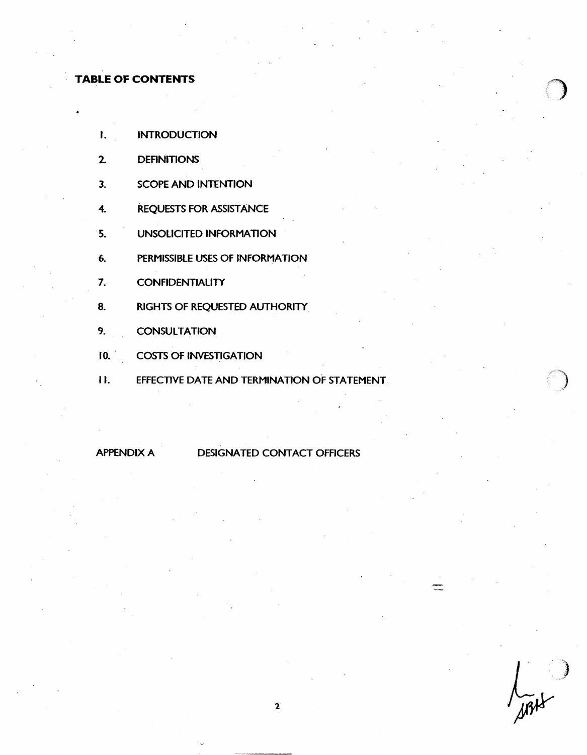## TABLE OF CONTENTS

1. INTRODUCTION
2. DEFINITIONS
3. SCOPE AND INTENTION
4. REQUESTS FOR ASSISTANCE
5. UNSOLICITED INFORMATION
6. PERMISSIBLE USES OF INFORMATION
7. CONFIDENTIALITY
8. RIGHTS OF REQUESTED AUTHORITY
9. CONSULTATION
10. COSTS OF INVESTIGATION
11. EFFECTIVE DATE AND TERMINATION OF STATEMENT

APPENDIX A DESIGNATED CONTACT OFFICERS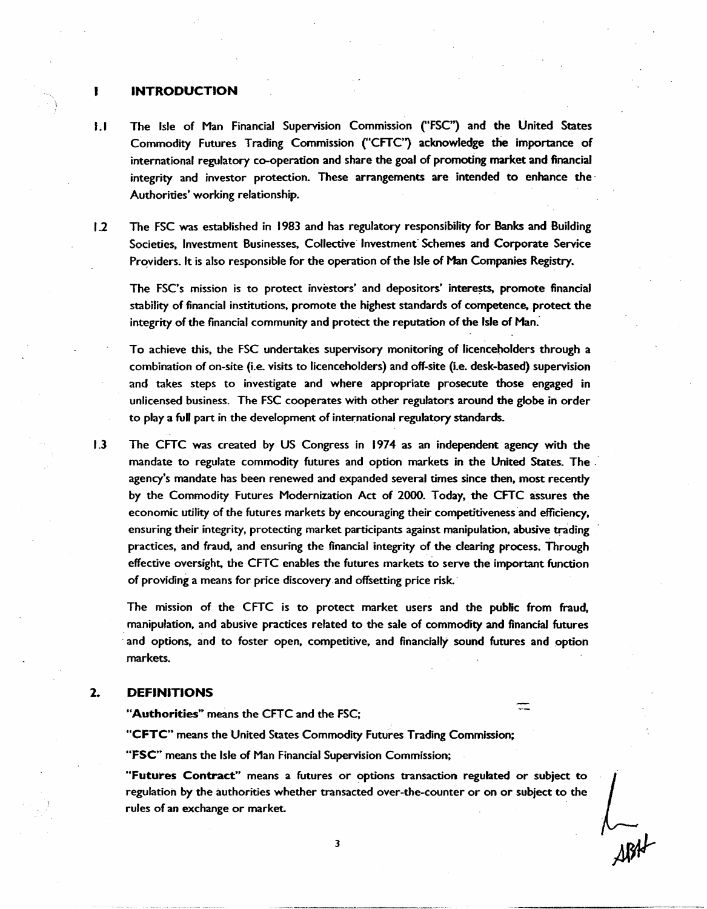## 1 INTRODUCTION

1.1 The Isle of Man Financial Supervision Commission ("FSC") and the United States Commodity Futures Trading Commission ("CFTC") acknowledge the importance of international regulatory co-operation and share the goal of promoting market and financial integrity and investor protection. These arrangements are intended to enhance the Authorities' working relationship.

1.2 The FSC was established in 1983 and has regulatory responsibility for Banks and Building Societies, Investment Businesses, Collective Investment Schemes and Corporate Service Providers. It is also responsible for the operation of the Isle of Man Companies Registry.

The FSC's mission is to protect investors' and depositors' interests, promote financial stability of financial institutions, promote the highest standards of competence, protect the integrity of the financial community and protect the reputation of the Isle of Man.

To achieve this, the FSC undertakes supervisory monitoring of licenceholders through a combination of on-site (i.e. visits to licenceholders) and off-site (i.e. desk-based) supervision and takes steps to investigate and where appropriate prosecute those engaged in unlicensed business. The FSC cooperates with other regulators around the globe in order to play a full part in the development of international regulatory standards.

1.3 The CFTC was created by US Congress in 1974 as an independent agency with the mandate to regulate commodity futures and option markets in the United States. The agency's mandate has been renewed and expanded several times since then, most recently by the Commodity Futures Modernization Act of 2000. Today, the CFTC assures the economic utility of the futures markets by encouraging their competitiveness and efficiency, ensuring their integrity, protecting market participants against manipulation, abusive trading practices, and fraud, and ensuring the financial integrity of the clearing process. Through effective oversight, the CFTC enables the futures markets to serve the important function of providing a means for price discovery and offsetting price risk.

The mission of the CFTC is to protect market users and the public from fraud, manipulation, and abusive practices related to the sale of commodity and financial futures and options, and to foster open, competitive, and financially sound futures and option markets.

## 2. DEFINITIONS

**"Authorities"** means the CFTC and the FSC;

**"CFTC"** means the United States Commodity Futures Trading Commission;

**"FSC"** means the Isle of Man Financial Supervision Commission;

**"Futures Contract"** means a futures or options transaction regulated or subject to regulation by the authorities whether transacted over-the-counter or on or subject to the rules of an exchange or market.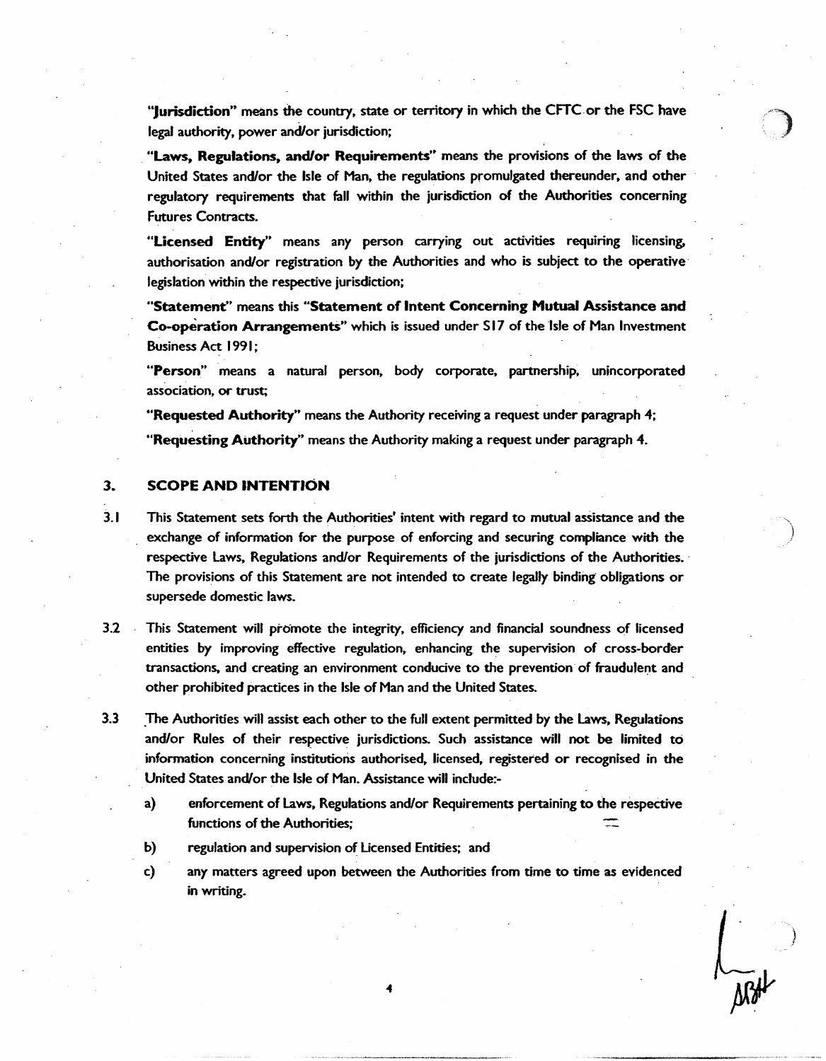**"Jurisdiction"** means the country, state or territory in which the CFTC or the FSC have legal authority, power and/or jurisdiction;

**"Laws, Regulations, and/or Requirements"** means the provisions of the laws of the United States and/or the Isle of Man, the regulations promulgated thereunder, and other regulatory requirements that fall within the jurisdiction of the Authorities concerning Futures Contracts.

**"Licensed Entity"** means any person carrying out activities requiring licensing, authorisation and/or registration by the Authorities and who is subject to the operative legislation within the respective jurisdiction;

**"Statement"** means this **"Statement of Intent Concerning Mutual Assistance and Co-operation Arrangements"** which is issued under S17 of the Isle of Man Investment Business Act 1991;

**"Person"** means a natural person, body corporate, partnership, unincorporated association, or trust;

**"Requested Authority"** means the Authority receiving a request under paragraph 4;

**"Requesting Authority"** means the Authority making a request under paragraph 4.

## 3. SCOPE AND INTENTION

3.1 This Statement sets forth the Authorities' intent with regard to mutual assistance and the exchange of information for the purpose of enforcing and securing compliance with the respective Laws, Regulations and/or Requirements of the jurisdictions of the Authorities. The provisions of this Statement are not intended to create legally binding obligations or supersede domestic laws.

3.2 This Statement will promote the integrity, efficiency and financial soundness of licensed entities by improving effective regulation, enhancing the supervision of cross-border transactions, and creating an environment conducive to the prevention of fraudulent and other prohibited practices in the Isle of Man and the United States.

3.3 The Authorities will assist each other to the full extent permitted by the Laws, Regulations and/or Rules of their respective jurisdictions. Such assistance will not be limited to information concerning institutions authorised, licensed, registered or recognised in the United States and/or the Isle of Man. Assistance will include:-

a) enforcement of Laws, Regulations and/or Requirements pertaining to the respective functions of the Authorities;

b) regulation and supervision of Licensed Entities; and

c) any matters agreed upon between the Authorities from time to time as evidenced in writing.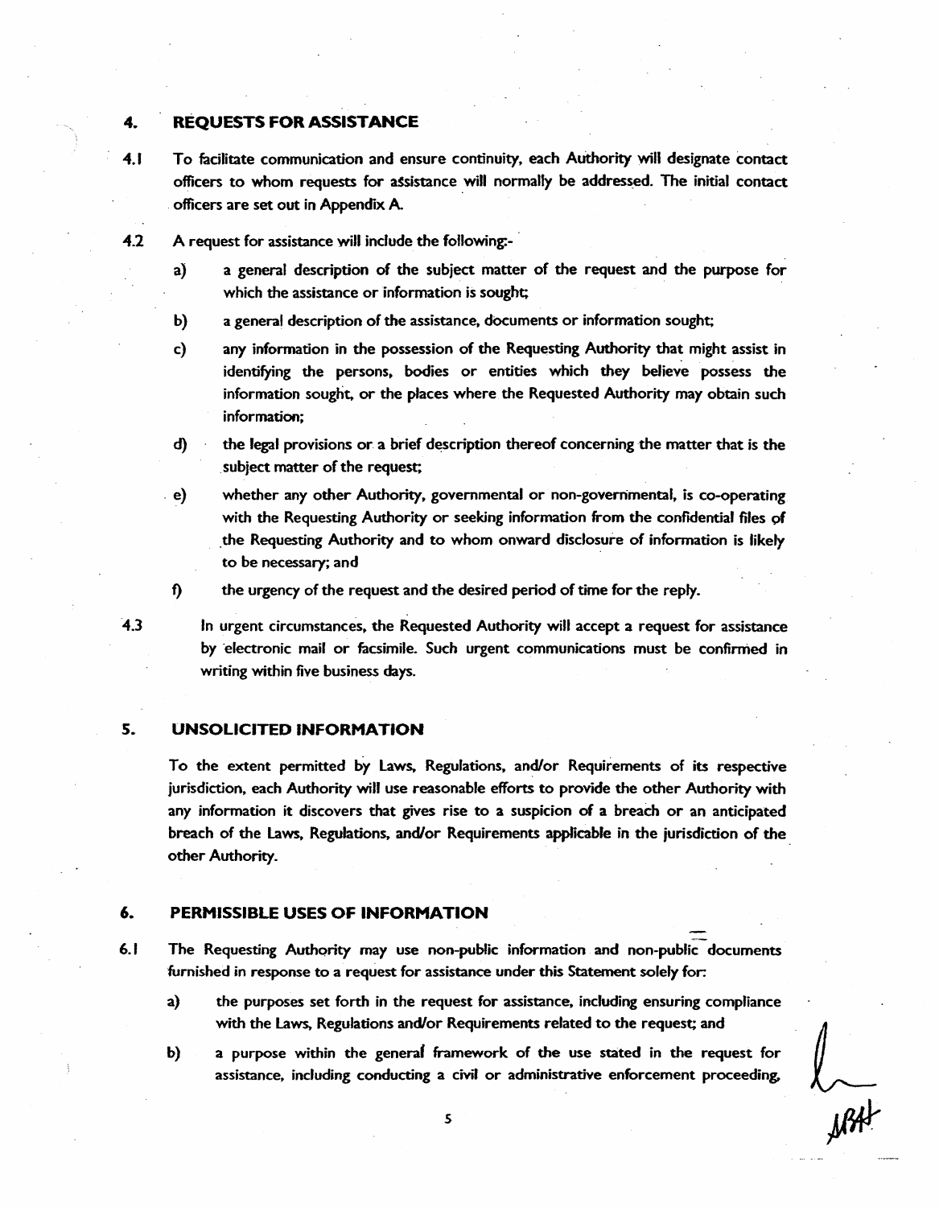## 4. REQUESTS FOR ASSISTANCE

4.1 To facilitate communication and ensure continuity, each Authority will designate contact officers to whom requests for assistance will normally be addressed. The initial contact officers are set out in Appendix A.

4.2 A request for assistance will include the following:-

a) a general description of the subject matter of the request and the purpose for which the assistance or information is sought;

b) a general description of the assistance, documents or information sought;

c) any information in the possession of the Requesting Authority that might assist in identifying the persons, bodies or entities which they believe possess the information sought, or the places where the Requested Authority may obtain such information;

d) the legal provisions or a brief description thereof concerning the matter that is the subject matter of the request;

e) whether any other Authority, governmental or non-governmental, is co-operating with the Requesting Authority or seeking information from the confidential files of the Requesting Authority and to whom onward disclosure of information is likely to be necessary; and

f) the urgency of the request and the desired period of time for the reply.

4.3 In urgent circumstances, the Requested Authority will accept a request for assistance by electronic mail or facsimile. Such urgent communications must be confirmed in writing within five business days.

## 5. UNSOLICITED INFORMATION

To the extent permitted by Laws, Regulations, and/or Requirements of its respective jurisdiction, each Authority will use reasonable efforts to provide the other Authority with any information it discovers that gives rise to a suspicion of a breach or an anticipated breach of the Laws, Regulations, and/or Requirements applicable in the jurisdiction of the other Authority.

## 6. PERMISSIBLE USES OF INFORMATION

6.1 The Requesting Authority may use non-public information and non-public documents furnished in response to a request for assistance under this Statement solely for:

a) the purposes set forth in the request for assistance, including ensuring compliance with the Laws, Regulations and/or Requirements related to the request; and

b) a purpose within the general framework of the use stated in the request for assistance, including conducting a civil or administrative enforcement proceeding,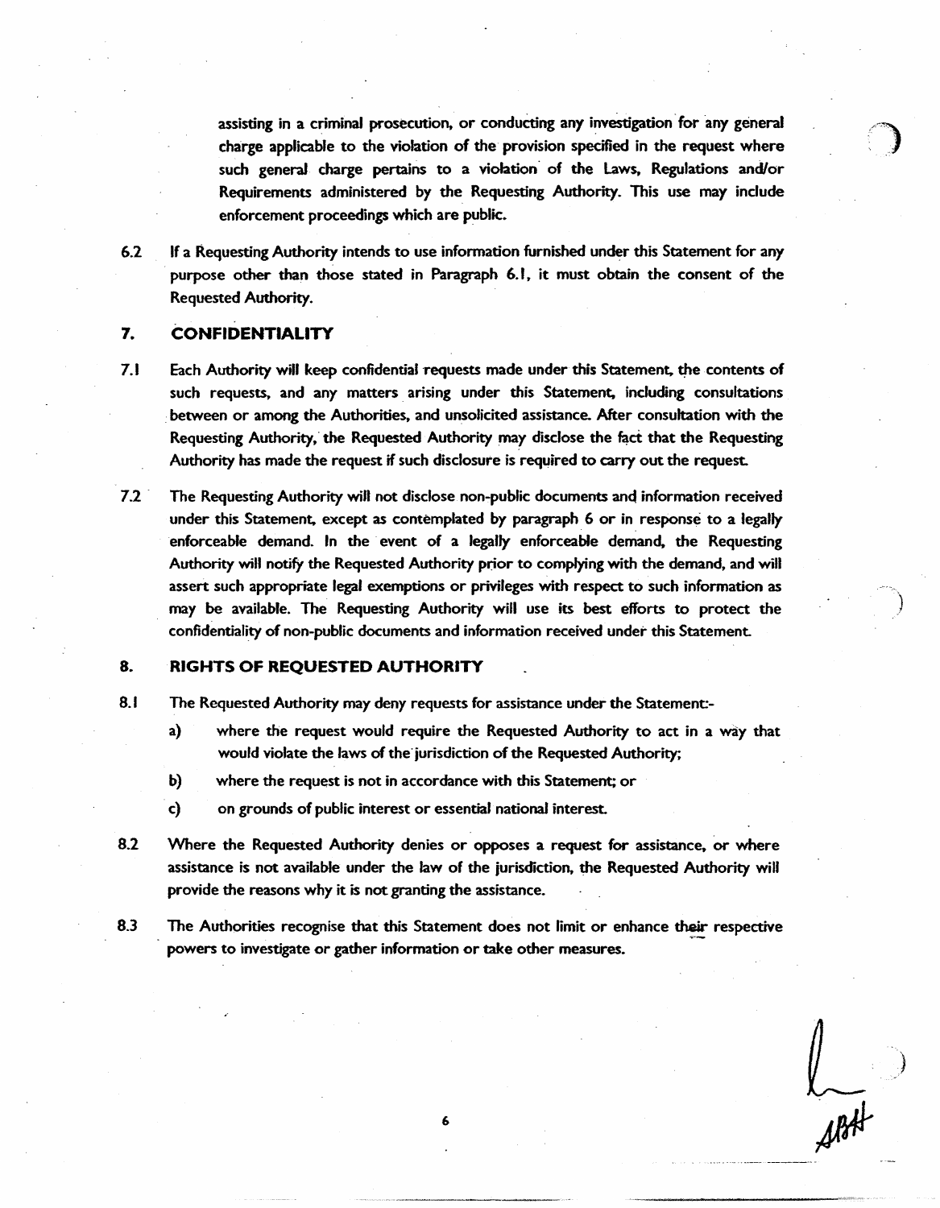assisting in a criminal prosecution, or conducting any investigation for any general charge applicable to the violation of the provision specified in the request where such general charge pertains to a violation of the Laws, Regulations and/or Requirements administered by the Requesting Authority. This use may include enforcement proceedings which are public.

6.2 If a Requesting Authority intends to use information furnished under this Statement for any purpose other than those stated in Paragraph 6.1, it must obtain the consent of the Requested Authority.

## 7. CONFIDENTIALITY

7.1 Each Authority will keep confidential requests made under this Statement, the contents of such requests, and any matters arising under this Statement, including consultations between or among the Authorities, and unsolicited assistance. After consultation with the Requesting Authority, the Requested Authority may disclose the fact that the Requesting Authority has made the request if such disclosure is required to carry out the request.

7.2 The Requesting Authority will not disclose non-public documents and information received under this Statement, except as contemplated by paragraph 6 or in response to a legally enforceable demand. In the event of a legally enforceable demand, the Requesting Authority will notify the Requested Authority prior to complying with the demand, and will assert such appropriate legal exemptions or privileges with respect to such information as may be available. The Requesting Authority will use its best efforts to protect the confidentiality of non-public documents and information received under this Statement.

## 8. RIGHTS OF REQUESTED AUTHORITY

8.1 The Requested Authority may deny requests for assistance under the Statement:-

a) where the request would require the Requested Authority to act in a way that would violate the laws of the jurisdiction of the Requested Authority;

b) where the request is not in accordance with this Statement; or

c) on grounds of public interest or essential national interest.

8.2 Where the Requested Authority denies or opposes a request for assistance, or where assistance is not available under the law of the jurisdiction, the Requested Authority will provide the reasons why it is not granting the assistance.

8.3 The Authorities recognise that this Statement does not limit or enhance their respective powers to investigate or gather information or take other measures.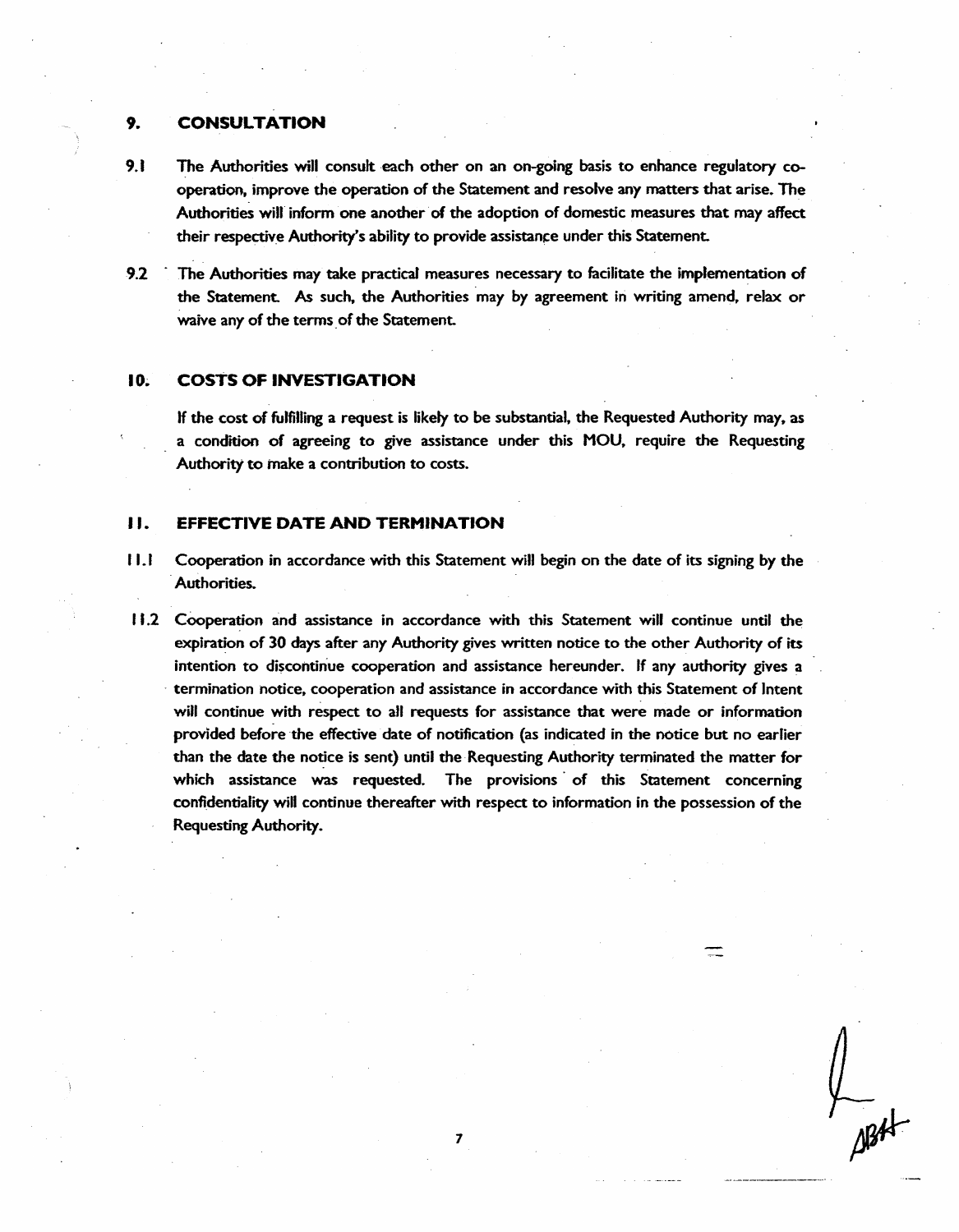## 9. CONSULTATION

9.1 The Authorities will consult each other on an on-going basis to enhance regulatory co-operation, improve the operation of the Statement and resolve any matters that arise. The Authorities will inform one another of the adoption of domestic measures that may affect their respective Authority's ability to provide assistance under this Statement.

9.2 The Authorities may take practical measures necessary to facilitate the implementation of the Statement. As such, the Authorities may by agreement in writing amend, relax or waive any of the terms of the Statement.

## 10. COSTS OF INVESTIGATION

If the cost of fulfilling a request is likely to be substantial, the Requested Authority may, as a condition of agreeing to give assistance under this MOU, require the Requesting Authority to make a contribution to costs.

## 11. EFFECTIVE DATE AND TERMINATION

11.1 Cooperation in accordance with this Statement will begin on the date of its signing by the Authorities.

11.2 Cooperation and assistance in accordance with this Statement will continue until the expiration of 30 days after any Authority gives written notice to the other Authority of its intention to discontinue cooperation and assistance hereunder. If any authority gives a termination notice, cooperation and assistance in accordance with this Statement of Intent will continue with respect to all requests for assistance that were made or information provided before the effective date of notification (as indicated in the notice but no earlier than the date the notice is sent) until the Requesting Authority terminated the matter for which assistance was requested. The provisions of this Statement concerning confidentiality will continue thereafter with respect to information in the possession of the Requesting Authority.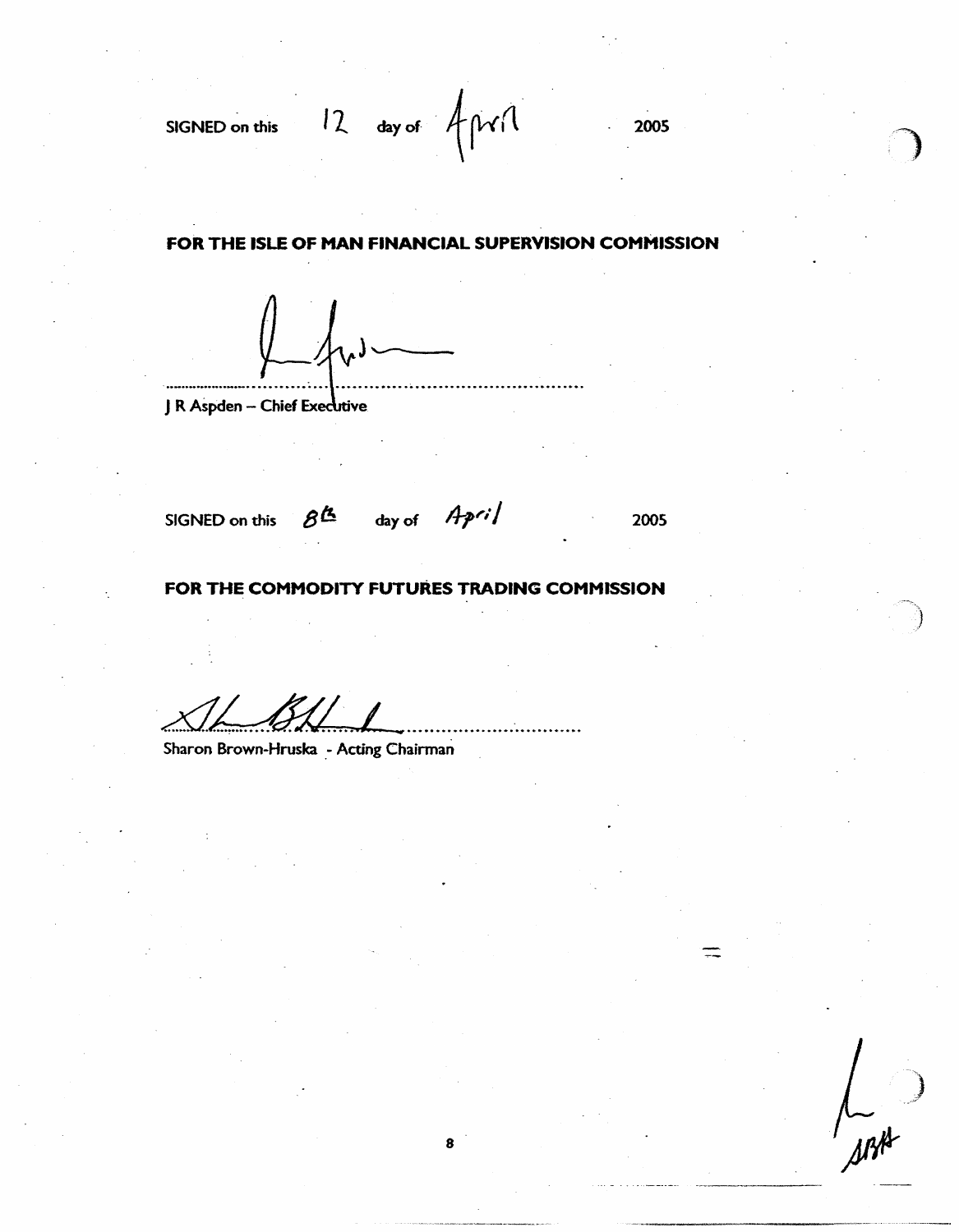SIGNED on this 12 day of April 2005

**FOR THE ISLE OF MAN FINANCIAL SUPERVISION COMMISSION**

.............................................................................

J R Aspden – Chief Executive

SIGNED on this 8th day of April 2005

**FOR THE COMMODITY FUTURES TRADING COMMISSION**

.............................................................................

Sharon Brown-Hruska - Acting Chairman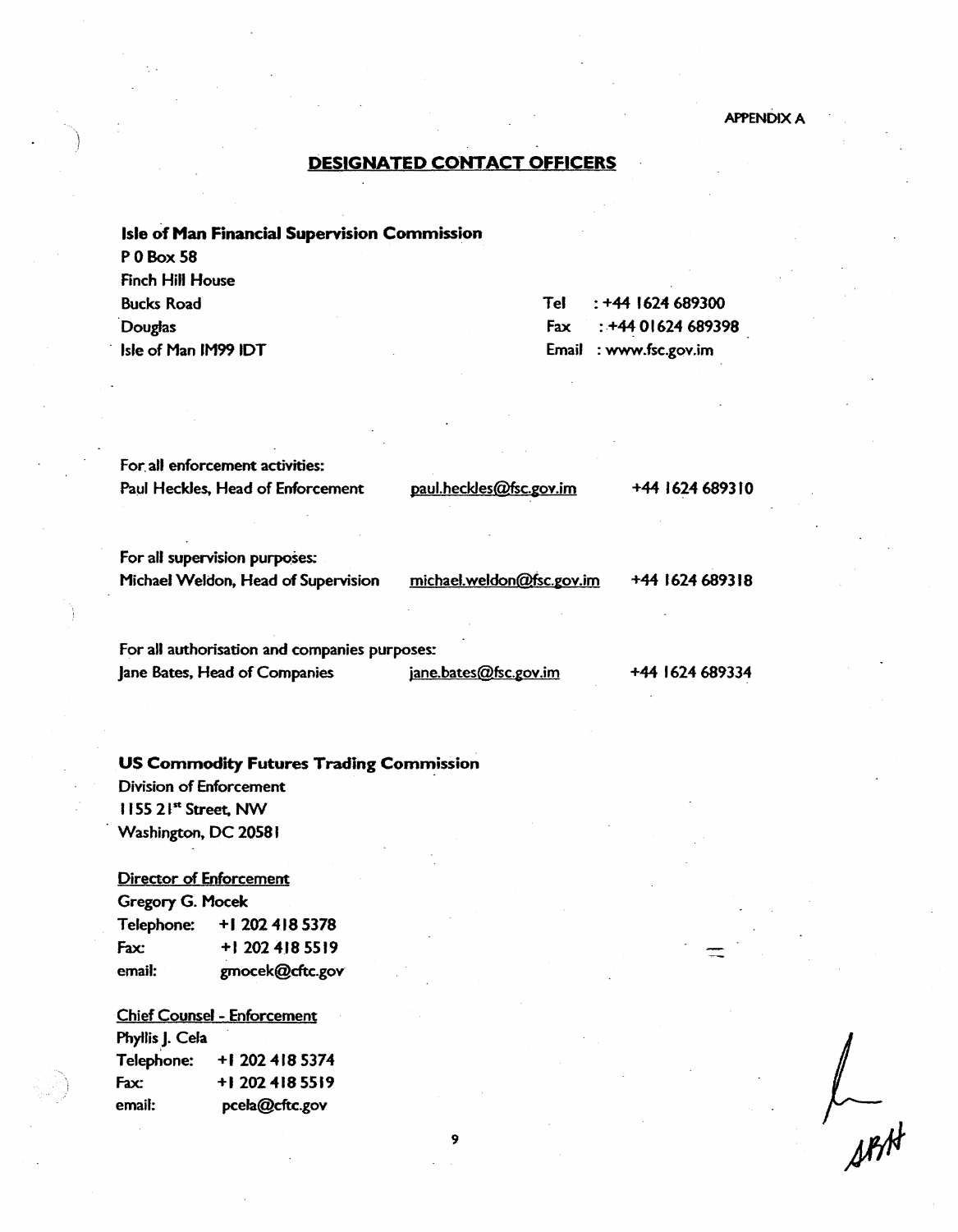APPENDIX A

## DESIGNATED CONTACT OFFICERS

**Isle of Man Financial Supervision Commission**
P O Box 58
Finch Hill House
Bucks Road
Douglas
Isle of Man IM99 IDT

Tel : +44 1624 689300
Fax : +44 01624 689398
Email : www.fsc.gov.im

For all enforcement activities:
Paul Heckles, Head of Enforcement paul.heckles@fsc.gov.im +44 1624 689310

For all supervision purposes:
Michael Weldon, Head of Supervision michael.weldon@fsc.gov.im +44 1624 689318

For all authorisation and companies purposes:
Jane Bates, Head of Companies jane.bates@fsc.gov.im +44 1624 689334

**US Commodity Futures Trading Commission**
Division of Enforcement
1155 21st Street, NW
Washington, DC 20581

Director of Enforcement
Gregory G. Mocek
Telephone: +1 202 418 5378
Fax: +1 202 418 5519
email: gmocek@cftc.gov

Chief Counsel - Enforcement
Phyllis J. Cela
Telephone: +1 202 418 5374
Fax: +1 202 418 5519
email: pcela@cftc.gov